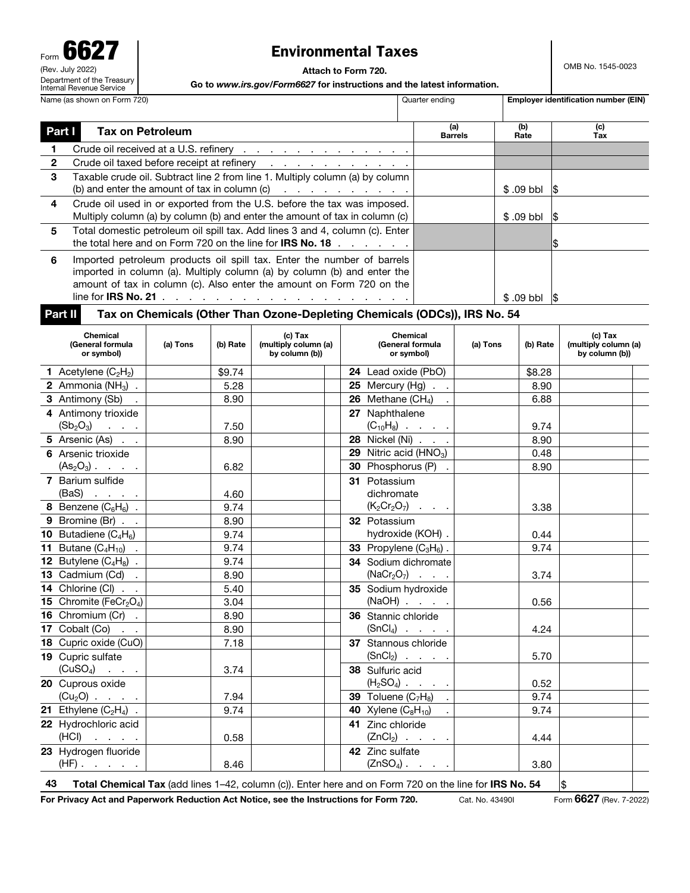Form **6627**

(Rev. July 2022)

Department of the Treasury Internal Revenue Service

# Environmental Taxes

**Attach to Form 720.**

**Go to *www.irs.gov/Form6627* for instructions and the latest information.**

OMB No. 1545-0023

| Name (as shown on Form 720) | Quarter ending | Employer identification number (EIN) |
|---|---|---|
| | | |

## Part I Tax on Petroleum

| | | (a) Barrels | (b) Rate | (c) Tax |
|---|---|---|---|---|
| **1** | Crude oil received at a U.S. refinery | | | |
| **2** | Crude oil taxed before receipt at refinery | | | |
| **3** | Taxable crude oil. Subtract line 2 from line 1. Multiply column (a) by column (b) and enter the amount of tax in column (c) | | $ .09 bbl | $ |
| **4** | Crude oil used in or exported from the U.S. before the tax was imposed. Multiply column (a) by column (b) and enter the amount of tax in column (c) | | $ .09 bbl | $ |
| **5** | Total domestic petroleum oil spill tax. Add lines 3 and 4, column (c). Enter the total here and on Form 720 on the line for **IRS No. 18** | | | $ |
| **6** | Imported petroleum products oil spill tax. Enter the number of barrels imported in column (a). Multiply column (a) by column (b) and enter the amount of tax in column (c). Also enter the amount on Form 720 on the line for **IRS No. 21** | | $ .09 bbl | $ |

## Part II Tax on Chemicals (Other Than Ozone-Depleting Chemicals (ODCs)), IRS No. 54

| Chemical (General formula or symbol) | (a) Tons | (b) Rate | (c) Tax (multiply column (a) by column (b)) | Chemical (General formula or symbol) | (a) Tons | (b) Rate | (c) Tax (multiply column (a) by column (b)) |
|---|---|---|---|---|---|---|---|
| **1** Acetylene ($C_2H_2$) | | $9.74 | | **24** Lead oxide (PbO) | | $8.28 | |
| **2** Ammonia ($NH_3$) | | 5.28 | | **25** Mercury (Hg) | | 8.90 | |
| **3** Antimony (Sb) | | 8.90 | | **26** Methane ($CH_4$) | | 6.88 | |
| **4** Antimony trioxide ($Sb_2O_3$) | | 7.50 | | **27** Naphthalene ($C_{10}H_8$) | | 9.74 | |
| **5** Arsenic (As) | | 8.90 | | **28** Nickel (Ni) | | 8.90 | |
| **6** Arsenic trioxide ($As_2O_3$) | | 6.82 | | **29** Nitric acid ($HNO_3$) | | 0.48 | |
| **7** Barium sulfide (BaS) | | 4.60 | | **30** Phosphorus (P) | | 8.90 | |
| **8** Benzene ($C_6H_6$) | | 9.74 | | **31** Potassium dichromate ($K_2Cr_2O_7$) | | 3.38 | |
| **9** Bromine (Br) | | 8.90 | | **32** Potassium hydroxide (KOH) | | 0.44 | |
| **10** Butadiene ($C_4H_6$) | | 9.74 | | **33** Propylene ($C_3H_6$) | | 9.74 | |
| **11** Butane ($C_4H_{10}$) | | 9.74 | | **34** Sodium dichromate ($NaCr_2O_7$) | | 3.74 | |
| **12** Butylene ($C_4H_8$) | | 9.74 | | **35** Sodium hydroxide (NaOH) | | 0.56 | |
| **13** Cadmium (Cd) | | 8.90 | | **36** Stannic chloride ($SnCl_4$) | | 4.24 | |
| **14** Chlorine (Cl) | | 5.40 | | **37** Stannous chloride ($SnCl_2$) | | 5.70 | |
| **15** Chromite ($FeCr_2O_4$) | | 3.04 | | **38** Sulfuric acid ($H_2SO_4$) | | 0.52 | |
| **16** Chromium (Cr) | | 8.90 | | **39** Toluene ($C_7H_8$) | | 9.74 | |
| **17** Cobalt (Co) | | 8.90 | | **40** Xylene ($C_8H_{10}$) | | 9.74 | |
| **18** Cupric oxide (CuO) | | 7.18 | | **41** Zinc chloride ($ZnCl_2$) | | 4.44 | |
| **19** Cupric sulfate ($CuSO_4$) | | 3.74 | | **42** Zinc sulfate ($ZnSO_4$) | | 3.80 | |
| **20** Cuprous oxide ($Cu_2O$) | | 7.94 | | | | | |
| **21** Ethylene ($C_2H_4$) | | 9.74 | | | | | |
| **22** Hydrochloric acid (HCl) | | 0.58 | | | | | |
| **23** Hydrogen fluoride (HF) | | 8.46 | | | | | |

**43** **Total Chemical Tax** (add lines 1–42, column (c)). Enter here and on Form 720 on the line for **IRS No. 54** $

**For Privacy Act and Paperwork Reduction Act Notice, see the Instructions for Form 720.** Cat. No. 43490I Form **6627** (Rev. 7-2022)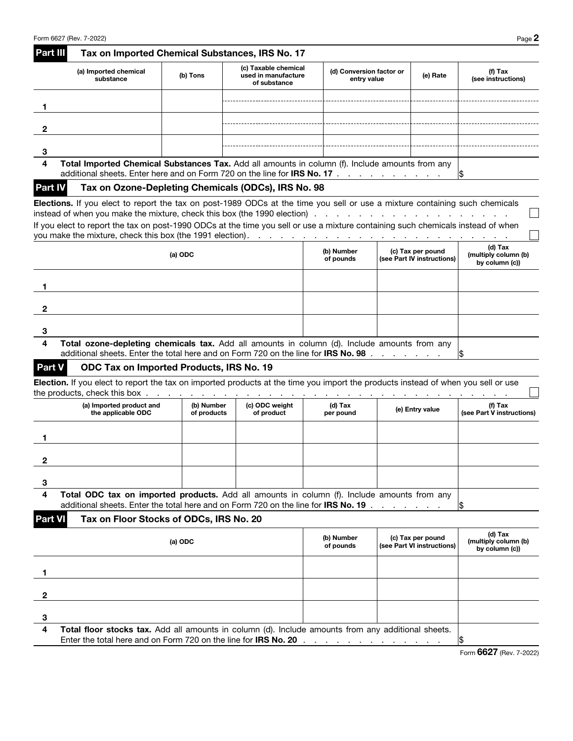## Part III Tax on Imported Chemical Substances, IRS No. 17

| | (a) Imported chemical substance | (b) Tons | (c) Taxable chemical used in manufacture of substance | (d) Conversion factor or entry value | (e) Rate | (f) Tax (see instructions) |
|---|---|---|---|---|---|---|
| 1 | | | | | | |
| 2 | | | | | | |
| 3 | | | | | | |
| 4 | **Total Imported Chemical Substances Tax.** Add all amounts in column (f). Include amounts from any additional sheets. Enter here and on Form 720 on the line for **IRS No. 17** | | | | | $ |

## Part IV Tax on Ozone-Depleting Chemicals (ODCs), IRS No. 98

**Elections.** If you elect to report the tax on post-1989 ODCs at the time you sell or use a mixture containing such chemicals instead of when you make the mixture, check this box (the 1990 election) ☐

If you elect to report the tax on post-1990 ODCs at the time you sell or use a mixture containing such chemicals instead of when you make the mixture, check this box (the 1991 election). ☐

| | (a) ODC | (b) Number of pounds | (c) Tax per pound (see Part IV instructions) | (d) Tax (multiply column (b) by column (c)) |
|---|---|---|---|---|
| 1 | | | | |
| 2 | | | | |
| 3 | | | | |
| 4 | **Total ozone-depleting chemicals tax.** Add all amounts in column (d). Include amounts from any additional sheets. Enter the total here and on Form 720 on the line for **IRS No. 98** | | | $ |

## Part V ODC Tax on Imported Products, IRS No. 19

**Election.** If you elect to report the tax on imported products at the time you import the products instead of when you sell or use the products, check this box ☐

| | (a) Imported product and the applicable ODC | (b) Number of products | (c) ODC weight of product | (d) Tax per pound | (e) Entry value | (f) Tax (see Part V instructions) |
|---|---|---|---|---|---|---|
| 1 | | | | | | |
| 2 | | | | | | |
| 3 | | | | | | |
| 4 | **Total ODC tax on imported products.** Add all amounts in column (f). Include amounts from any additional sheets. Enter the total here and on Form 720 on the line for **IRS No. 19** | | | | | $ |

## Part VI Tax on Floor Stocks of ODCs, IRS No. 20

| | (a) ODC | (b) Number of pounds | (c) Tax per pound (see Part VI instructions) | (d) Tax (multiply column (b) by column (c)) |
|---|---|---|---|---|
| 1 | | | | |
| 2 | | | | |
| 3 | | | | |
| 4 | **Total floor stocks tax.** Add all amounts in column (d). Include amounts from any additional sheets. Enter the total here and on Form 720 on the line for **IRS No. 20** | | | $ |

Form **6627** (Rev. 7-2022)